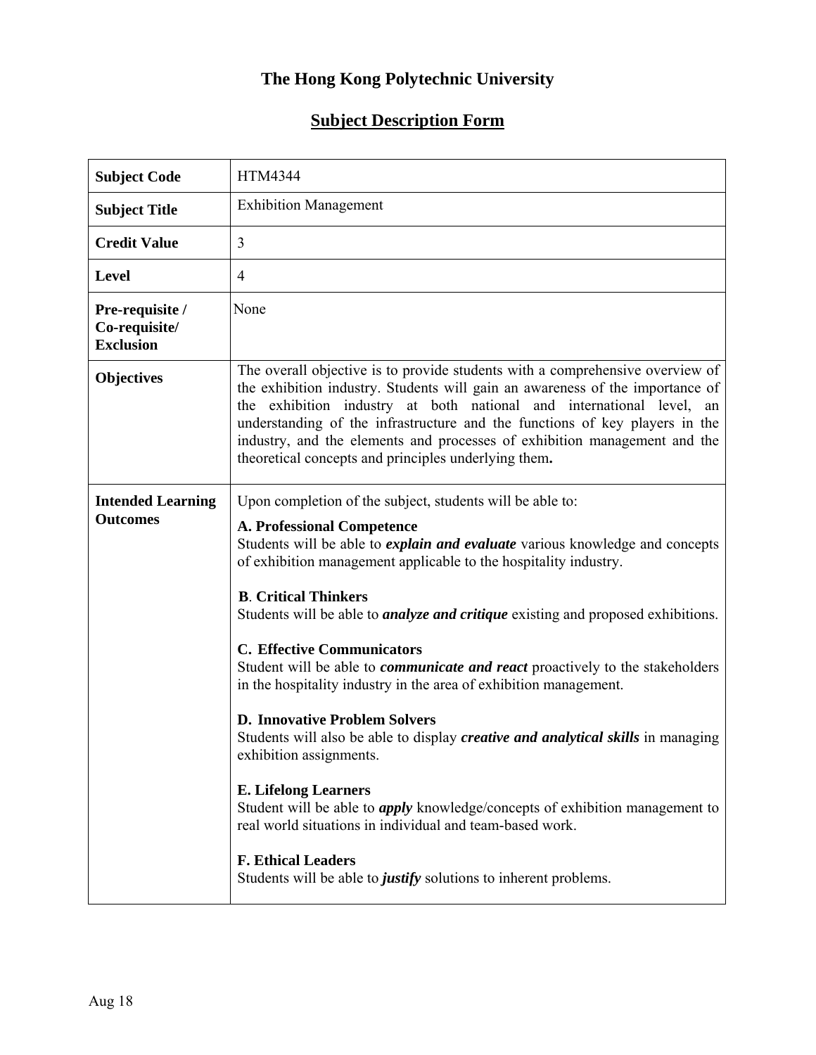# The Hong Kong Polytechnic University

## Subject Description Form

| | |
|---|---|
| **Subject Code** | HTM4344 |
| **Subject Title** | Exhibition Management |
| **Credit Value** | 3 |
| **Level** | 4 |
| **Pre-requisite / Co-requisite/ Exclusion** | None |
| **Objectives** | The overall objective is to provide students with a comprehensive overview of the exhibition industry. Students will gain an awareness of the importance of the exhibition industry at both national and international level, an understanding of the infrastructure and the functions of key players in the industry, and the elements and processes of exhibition management and the theoretical concepts and principles underlying them**.** |
| **Intended Learning Outcomes** | Upon completion of the subject, students will be able to:<br><br>**A. Professional Competence**<br>Students will be able to ***explain and evaluate*** various knowledge and concepts of exhibition management applicable to the hospitality industry.<br><br>**B. Critical Thinkers**<br>Students will be able to ***analyze and critique*** existing and proposed exhibitions.<br><br>**C. Effective Communicators**<br>Student will be able to ***communicate and react*** proactively to the stakeholders in the hospitality industry in the area of exhibition management.<br><br>**D. Innovative Problem Solvers**<br>Students will also be able to display ***creative and analytical skills*** in managing exhibition assignments.<br><br>**E. Lifelong Learners**<br>Student will be able to ***apply*** knowledge/concepts of exhibition management to real world situations in individual and team-based work.<br><br>**F. Ethical Leaders**<br>Students will be able to ***justify*** solutions to inherent problems. |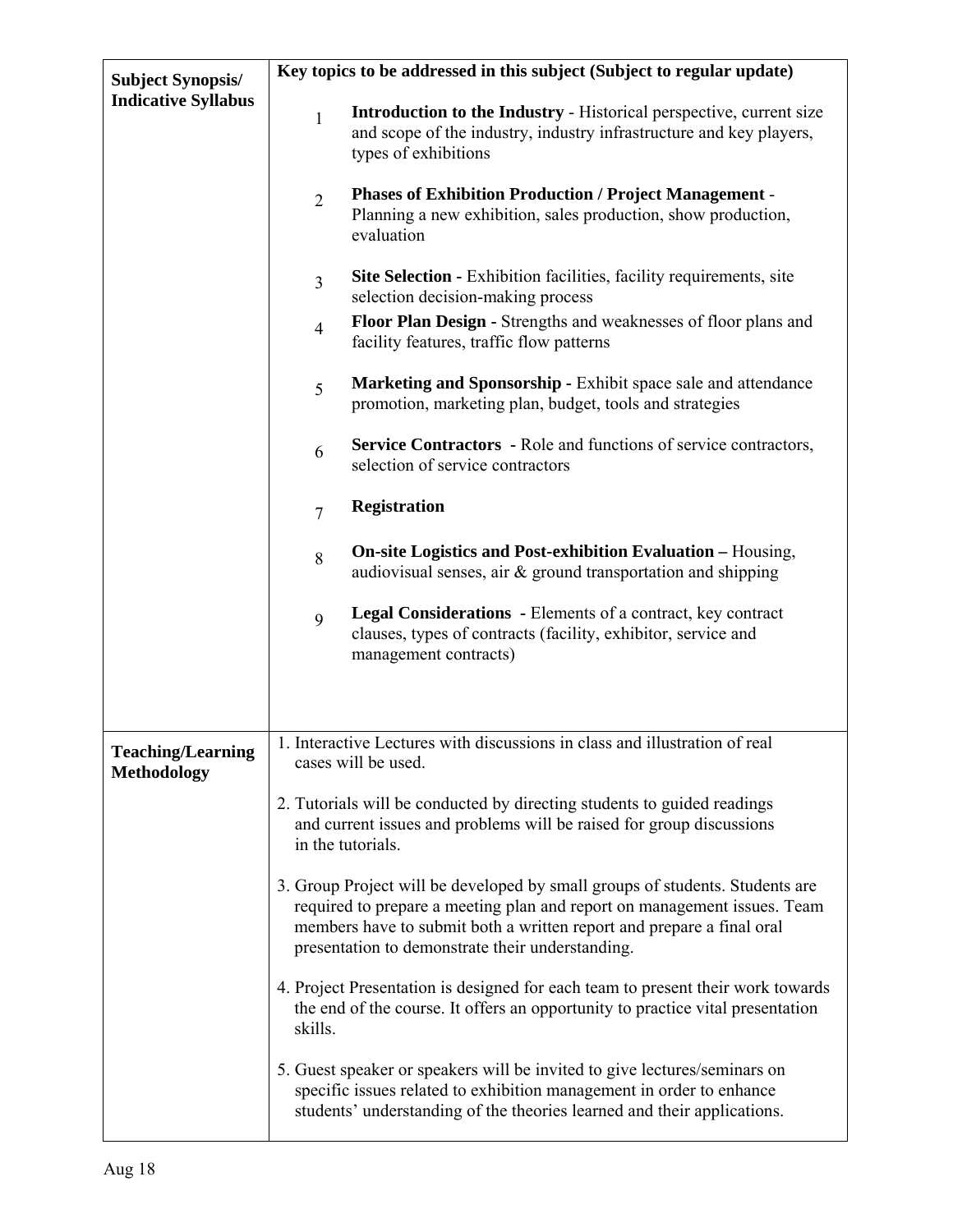| | |
|---|---|
| **Subject Synopsis/ Indicative Syllabus** | **Key topics to be addressed in this subject (Subject to regular update)**<br><br>1 **Introduction to the Industry** - Historical perspective, current size and scope of the industry, industry infrastructure and key players, types of exhibitions<br><br>2 **Phases of Exhibition Production / Project Management** - Planning a new exhibition, sales production, show production, evaluation<br><br>3 **Site Selection -** Exhibition facilities, facility requirements, site selection decision-making process<br><br>4 **Floor Plan Design -** Strengths and weaknesses of floor plans and facility features, traffic flow patterns<br><br>5 **Marketing and Sponsorship -** Exhibit space sale and attendance promotion, marketing plan, budget, tools and strategies<br><br>6 **Service Contractors -** Role and functions of service contractors, selection of service contractors<br><br>7 **Registration**<br><br>8 **On-site Logistics and Post-exhibition Evaluation –** Housing, audiovisual senses, air & ground transportation and shipping<br><br>9 **Legal Considerations -** Elements of a contract, key contract clauses, types of contracts (facility, exhibitor, service and management contracts) |
| **Teaching/Learning Methodology** | 1. Interactive Lectures with discussions in class and illustration of real cases will be used.<br><br>2. Tutorials will be conducted by directing students to guided readings and current issues and problems will be raised for group discussions in the tutorials.<br><br>3. Group Project will be developed by small groups of students. Students are required to prepare a meeting plan and report on management issues. Team members have to submit both a written report and prepare a final oral presentation to demonstrate their understanding.<br><br>4. Project Presentation is designed for each team to present their work towards the end of the course. It offers an opportunity to practice vital presentation skills.<br><br>5. Guest speaker or speakers will be invited to give lectures/seminars on specific issues related to exhibition management in order to enhance students' understanding of the theories learned and their applications. |

Aug 18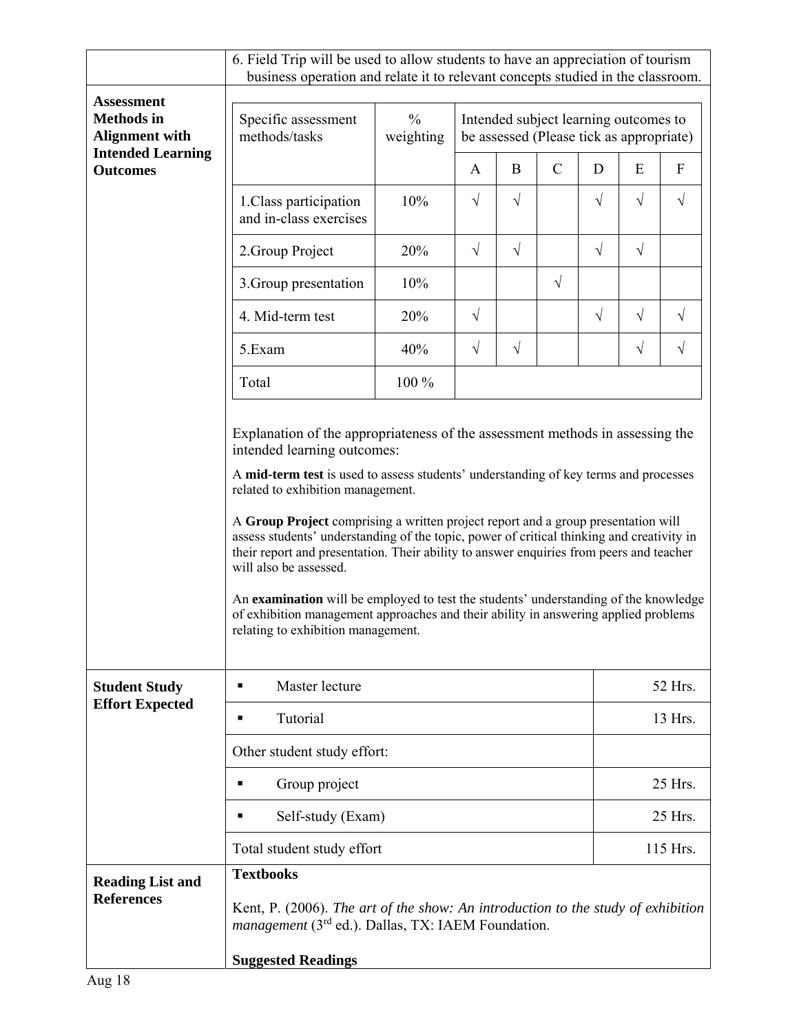| | 6. Field Trip will be used to allow students to have an appreciation of tourism business operation and relate it to relevant concepts studied in the classroom. |
|---|---|

**Assessment Methods in Alignment with Intended Learning Outcomes**

| Specific assessment methods/tasks | % weighting | Intended subject learning outcomes to be assessed (Please tick as appropriate) | | | | | |
|---|---|---|---|---|---|---|---|
| | | A | B | C | D | E | F |
| 1.Class participation and in-class exercises | 10% | √ | √ | | √ | √ | √ |
| 2.Group Project | 20% | √ | √ | | √ | √ | |
| 3.Group presentation | 10% | | | √ | | | |
| 4. Mid-term test | 20% | √ | | | √ | √ | √ |
| 5.Exam | 40% | √ | √ | | | √ | √ |
| Total | 100 % | | | | | | |

Explanation of the appropriateness of the assessment methods in assessing the intended learning outcomes:

A **mid-term test** is used to assess students' understanding of key terms and processes related to exhibition management.

A **Group Project** comprising a written project report and a group presentation will assess students' understanding of the topic, power of critical thinking and creativity in their report and presentation. Their ability to answer enquiries from peers and teacher will also be assessed.

An **examination** will be employed to test the students' understanding of the knowledge of exhibition management approaches and their ability in answering applied problems relating to exhibition management.

**Student Study Effort Expected**

| | |
|---|---|
| ▪ Master lecture | 52 Hrs. |
| ▪ Tutorial | 13 Hrs. |
| Other student study effort: | |
| ▪ Group project | 25 Hrs. |
| ▪ Self-study (Exam) | 25 Hrs. |
| Total student study effort | 115 Hrs. |

**Reading List and References**

**Textbooks**

Kent, P. (2006). *The art of the show: An introduction to the study of exhibition management* (3rd ed.). Dallas, TX: IAEM Foundation.

**Suggested Readings**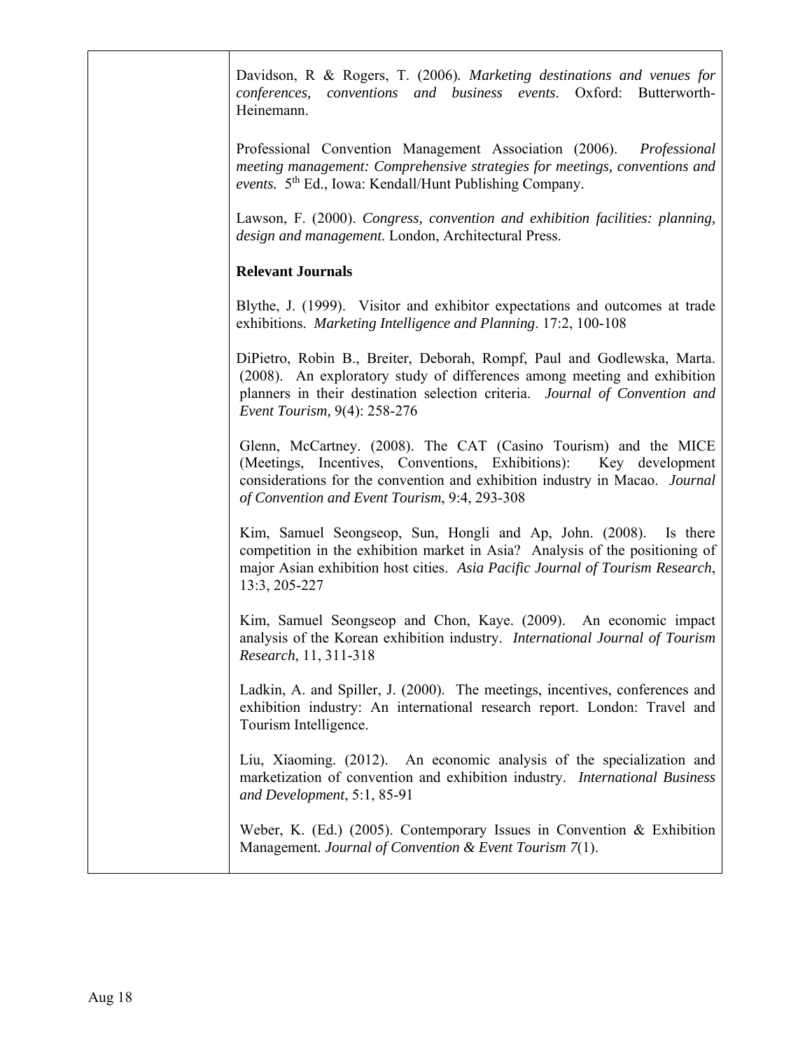Davidson, R & Rogers, T. (2006). *Marketing destinations and venues for conferences, conventions and business events*. Oxford: Butterworth-Heinemann.

Professional Convention Management Association (2006). *Professional meeting management: Comprehensive strategies for meetings, conventions and events.* 5th Ed., Iowa: Kendall/Hunt Publishing Company.

Lawson, F. (2000). *Congress, convention and exhibition facilities: planning, design and management.* London, Architectural Press.

**Relevant Journals**

Blythe, J. (1999). Visitor and exhibitor expectations and outcomes at trade exhibitions. *Marketing Intelligence and Planning*. 17:2, 100-108

DiPietro, Robin B., Breiter, Deborah, Rompf, Paul and Godlewska, Marta. (2008). An exploratory study of differences among meeting and exhibition planners in their destination selection criteria. *Journal of Convention and Event Tourism,* 9(4): 258-276

Glenn, McCartney. (2008). The CAT (Casino Tourism) and the MICE (Meetings, Incentives, Conventions, Exhibitions): Key development considerations for the convention and exhibition industry in Macao. *Journal of Convention and Event Tourism*, 9:4, 293-308

Kim, Samuel Seongseop, Sun, Hongli and Ap, John. (2008). Is there competition in the exhibition market in Asia? Analysis of the positioning of major Asian exhibition host cities. *Asia Pacific Journal of Tourism Research*, 13:3, 205-227

Kim, Samuel Seongseop and Chon, Kaye. (2009). An economic impact analysis of the Korean exhibition industry. *International Journal of Tourism Research*, 11, 311-318

Ladkin, A. and Spiller, J. (2000). The meetings, incentives, conferences and exhibition industry: An international research report. London: Travel and Tourism Intelligence.

Liu, Xiaoming. (2012). An economic analysis of the specialization and marketization of convention and exhibition industry. *International Business and Development*, 5:1, 85-91

Weber, K. (Ed.) (2005). Contemporary Issues in Convention & Exhibition Management. *Journal of Convention & Event Tourism 7*(1).

Aug 18